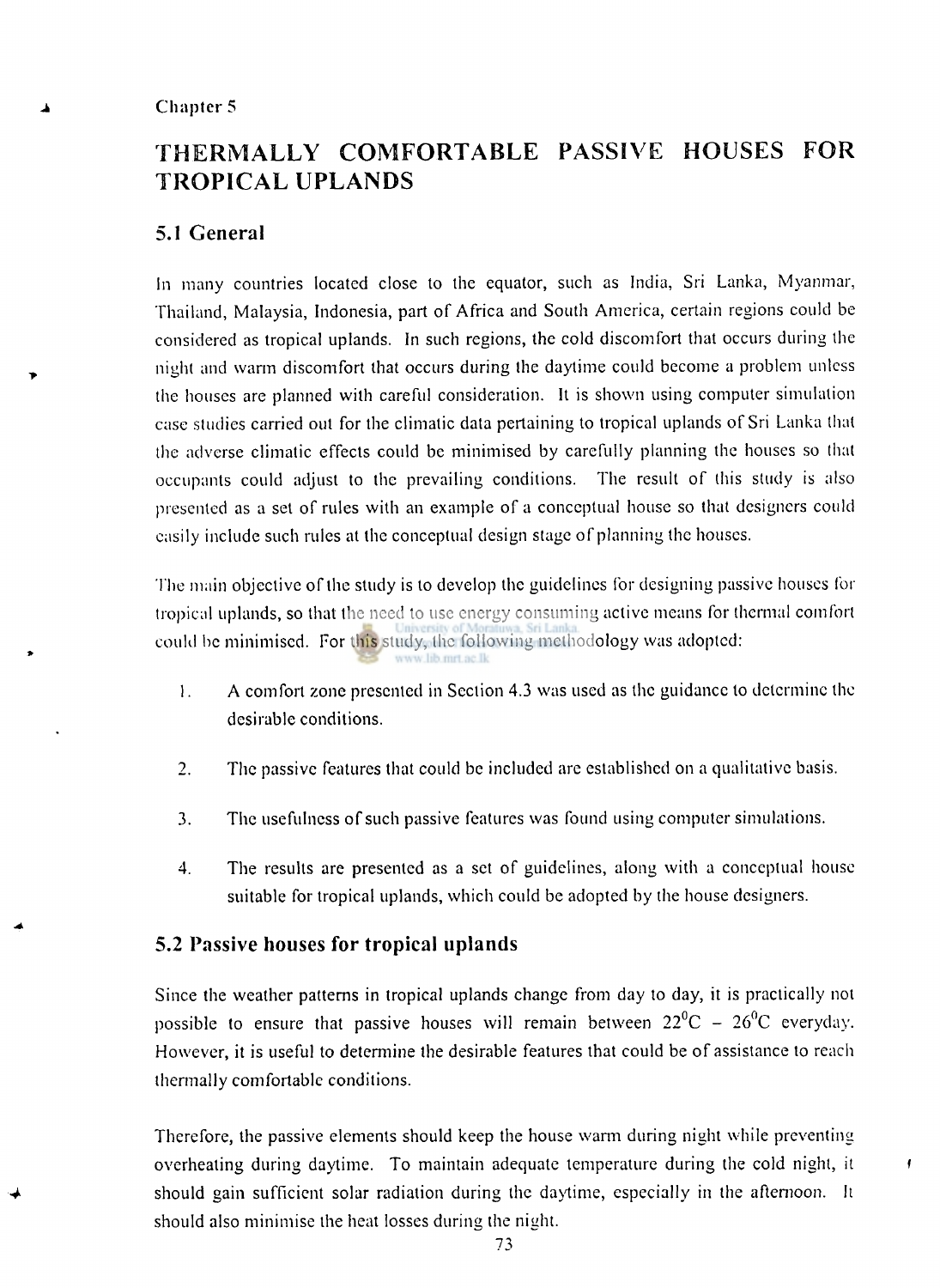Chapter 5

# THERMALLY COMFORTABLE PASSIVE HOUSES FOR TROPICAL UPLANDS

## 5.1 General

In many countries located close to the equator, such as India, Sri Lanka, Myanmar, Thailand, Malaysia, Indonesia, part of Africa and South America, certain regions could be considered as tropical uplands. In such regions, the cold discomfort that occurs during the night and warm discomfort that occurs during the daytime could become a problem unless the houses are planned with careful consideration. It is shown using computer simulation case studies carried out for the climatic data pertaining to tropical uplands of Sri Lanka that the adverse climatic effects could be minimised by carefully planning the houses so that occupants could adjust to the prevailing conditions. The result of this study is also presented as a set of rules with an example of a conceptual house so that designers could easily include such rules at the conceptual design stage of planning the houses.

The main objective of the study is to develop the guidelines for designing passive houses for tropical uplands, so that the need to use energy consuming active means for thermal comfort could be minimised. For this study, the following methodology was adopted:

1. A comfort zone presented in Section 4.3 was used as the guidance to determine the desirable conditions.
2. The passive features that could be included are established on a qualitative basis.
3. The usefulness of such passive features was found using computer simulations.
4. The results are presented as a set of guidelines, along with a conceptual house suitable for tropical uplands, which could be adopted by the house designers.

## 5.2 Passive houses for tropical uplands

Since the weather patterns in tropical uplands change from day to day, it is practically not possible to ensure that passive houses will remain between $22^0C$ – $26^0C$ everyday. However, it is useful to determine the desirable features that could be of assistance to reach thermally comfortable conditions.

Therefore, the passive elements should keep the house warm during night while preventing overheating during daytime. To maintain adequate temperature during the cold night, it should gain sufficient solar radiation during the daytime, especially in the afternoon. It should also minimise the heat losses during the night.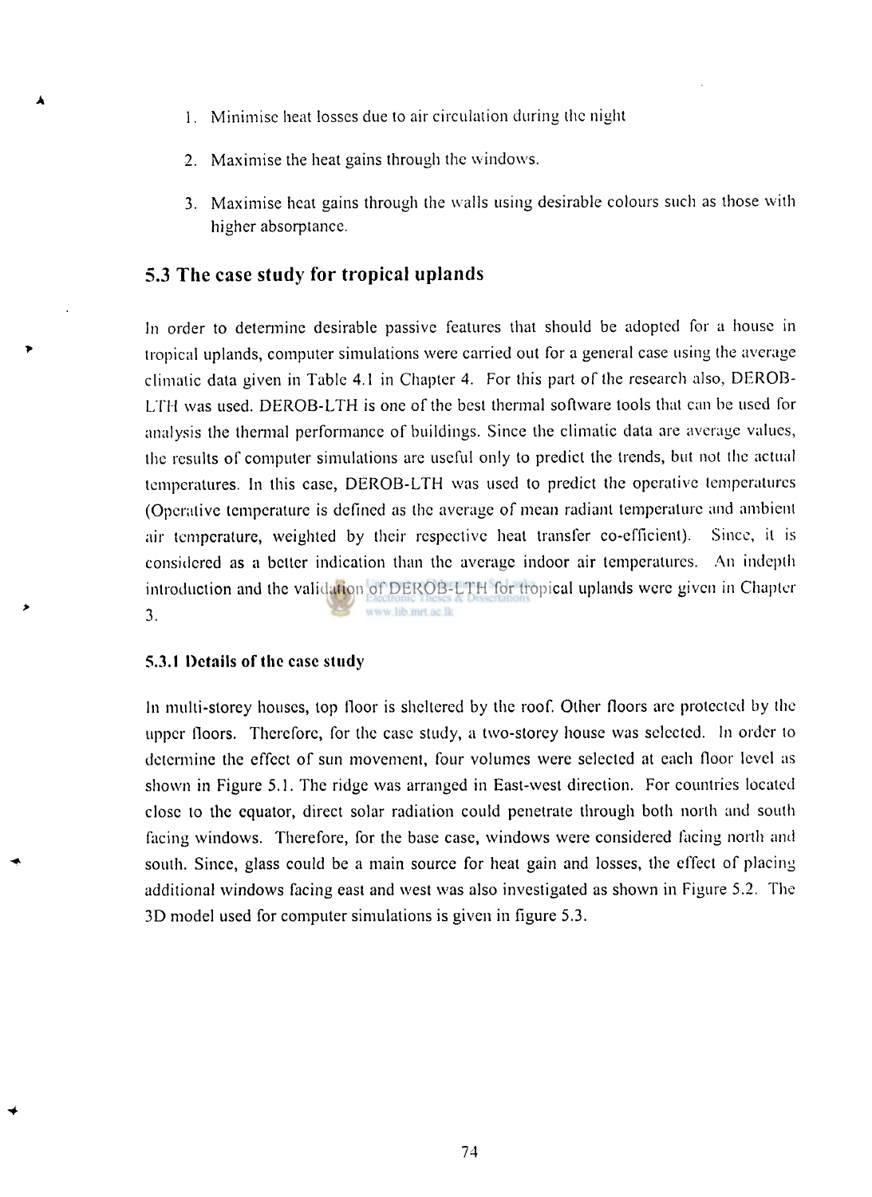1. Minimise heat losses due to air circulation during the night
2. Maximise the heat gains through the windows.
3. Maximise heat gains through the walls using desirable colours such as those with higher absorptance.

## 5.3 The case study for tropical uplands

In order to determine desirable passive features that should be adopted for a house in tropical uplands, computer simulations were carried out for a general case using the average climatic data given in Table 4.1 in Chapter 4. For this part of the research also, DEROB-LTH was used. DEROB-LTH is one of the best thermal software tools that can be used for analysis the thermal performance of buildings. Since the climatic data are average values, the results of computer simulations are useful only to predict the trends, but not the actual temperatures. In this case, DEROB-LTH was used to predict the operative temperatures (Operative temperature is defined as the average of mean radiant temperature and ambient air temperature, weighted by their respective heat transfer co-efficient). Since, it is considered as a better indication than the average indoor air temperatures. An indepth introduction and the validation of DEROB-LTH for tropical uplands were given in Chapter 3.

### 5.3.1 Details of the case study

In multi-storey houses, top floor is sheltered by the roof. Other floors are protected by the upper floors. Therefore, for the case study, a two-storey house was selected. In order to determine the effect of sun movement, four volumes were selected at each floor level as shown in Figure 5.1. The ridge was arranged in East-west direction. For countries located close to the equator, direct solar radiation could penetrate through both north and south facing windows. Therefore, for the base case, windows were considered facing north and south. Since, glass could be a main source for heat gain and losses, the effect of placing additional windows facing east and west was also investigated as shown in Figure 5.2. The 3D model used for computer simulations is given in figure 5.3.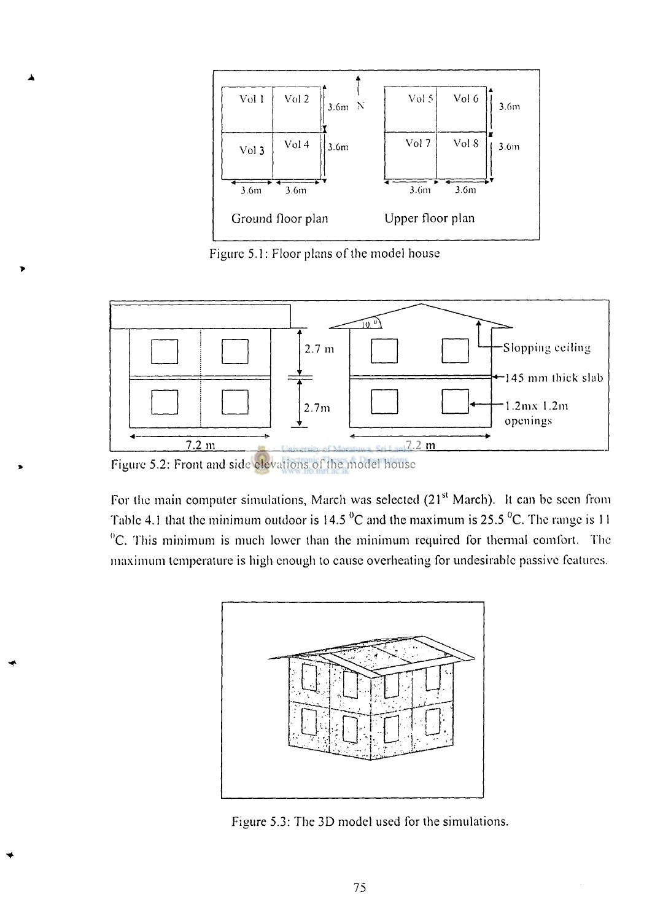Figure 5.1: Floor plans of the model house

Figure 5.2: Front and side elevations of the model house

For the main computer simulations, March was selected (21st March). It can be seen from Table 4.1 that the minimum outdoor is 14.5 $^0$C and the maximum is 25.5 $^0$C. The range is 11 $^0$C. This minimum is much lower than the minimum required for thermal comfort. The maximum temperature is high enough to cause overheating for undesirable passive features.

Figure 5.3: The 3D model used for the simulations.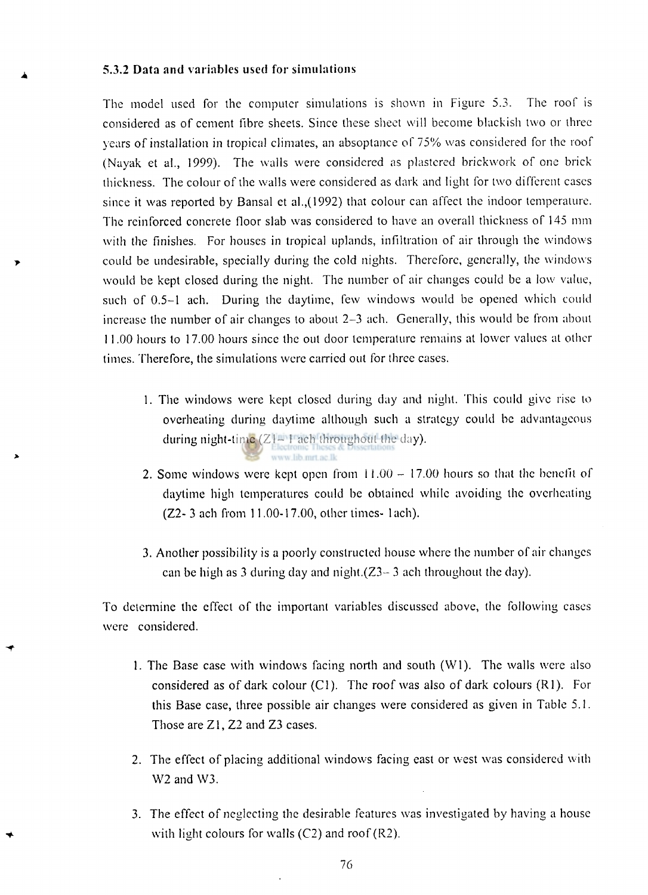### 5.3.2 Data and variables used for simulations

The model used for the computer simulations is shown in Figure 5.3. The roof is considered as of cement fibre sheets. Since these sheet will become blackish two or three years of installation in tropical climates, an absoptance of 75% was considered for the roof (Nayak et al., 1999). The walls were considered as plastered brickwork of one brick thickness. The colour of the walls were considered as dark and light for two different cases since it was reported by Bansal et al.,(1992) that colour can affect the indoor temperature. The reinforced concrete floor slab was considered to have an overall thickness of 145 mm with the finishes. For houses in tropical uplands, infiltration of air through the windows could be undesirable, specially during the cold nights. Therefore, generally, the windows would be kept closed during the night. The number of air changes could be a low value, such of 0.5–1 ach. During the daytime, few windows would be opened which could increase the number of air changes to about 2–3 ach. Generally, this would be from about 11.00 hours to 17.00 hours since the out door temperature remains at lower values at other times. Therefore, the simulations were carried out for three cases.

1. The windows were kept closed during day and night. This could give rise to overheating during daytime although such a strategy could be advantageous during night-time.(Z1– 1 ach throughout the day).

2. Some windows were kept open from 11.00 – 17.00 hours so that the benefit of daytime high temperatures could be obtained while avoiding the overheating (Z2- 3 ach from 11.00-17.00, other times- 1ach).

3. Another possibility is a poorly constructed house where the number of air changes can be high as 3 during day and night.(Z3– 3 ach throughout the day).

To determine the effect of the important variables discussed above, the following cases were considered.

1. The Base case with windows facing north and south (W1). The walls were also considered as of dark colour (C1). The roof was also of dark colours (R1). For this Base case, three possible air changes were considered as given in Table 5.1. Those are Z1, Z2 and Z3 cases.

2. The effect of placing additional windows facing east or west was considered with W2 and W3.

3. The effect of neglecting the desirable features was investigated by having a house with light colours for walls (C2) and roof (R2).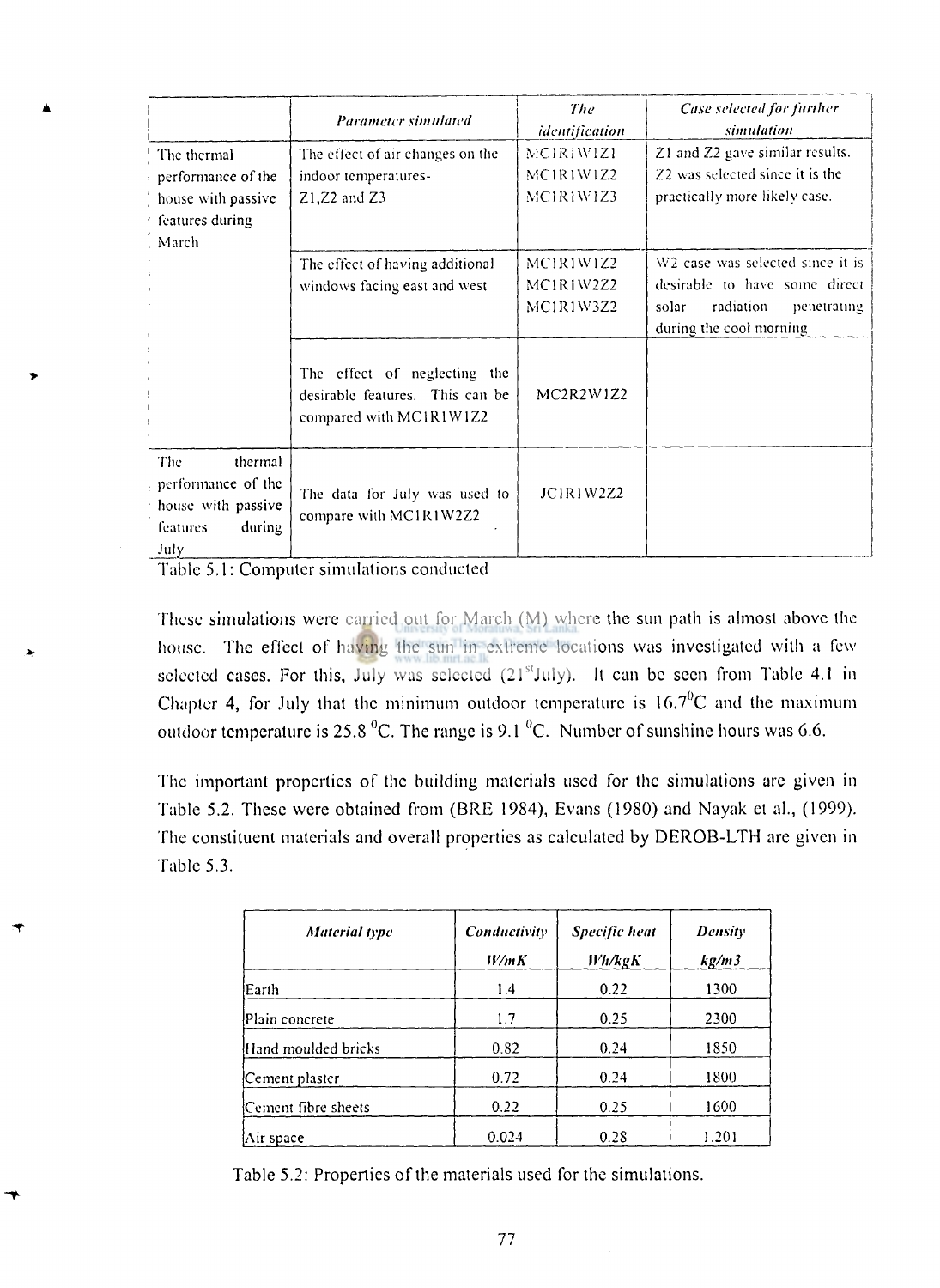| | *Parameter simulated* | *The identification* | *Case selected for further simulation* |
|---|---|---|---|
| The thermal performance of the house with passive features during March | The effect of air changes on the indoor temperatures- Z1,Z2 and Z3 | MC1R1W1Z1 MC1R1W1Z2 MC1R1W1Z3 | Z1 and Z2 gave similar results. Z2 was selected since it is the practically more likely case. |
| | The effect of having additional windows facing east and west | MC1R1W1Z2 MC1R1W2Z2 MC1R1W3Z2 | W2 case was selected since it is desirable to have some direct solar radiation penetrating during the cool morning |
| | The effect of neglecting the desirable features. This can be compared with MC1R1W1Z2 | MC2R2W1Z2 | |
| The thermal performance of the house with passive features during July | The data for July was used to compare with MC1R1W2Z2 | JC1R1W2Z2 | |

Table 5.1: Computer simulations conducted

These simulations were carried out for March (M) where the sun path is almost above the house. The effect of having the sun in extreme locations was investigated with a few selected cases. For this, July was selected (21[st] July). It can be seen from Table 4.1 in Chapter 4, for July that the minimum outdoor temperature is 16.7$^0$C and the maximum outdoor temperature is 25.8 $^0$C. The range is 9.1 $^0$C. Number of sunshine hours was 6.6.

The important properties of the building materials used for the simulations are given in Table 5.2. These were obtained from (BRE 1984), Evans (1980) and Nayak et al., (1999). The constituent materials and overall properties as calculated by DEROB-LTH are given in Table 5.3.

| *Material type* | *Conductivity W/mK* | *Specific heat Wh/kgK* | *Density kg/m3* |
|---|---|---|---|
| Earth | 1.4 | 0.22 | 1300 |
| Plain concrete | 1.7 | 0.25 | 2300 |
| Hand moulded bricks | 0.82 | 0.24 | 1850 |
| Cement plaster | 0.72 | 0.24 | 1800 |
| Cement fibre sheets | 0.22 | 0.25 | 1600 |
| Air space | 0.024 | 0.28 | 1.201 |

Table 5.2: Properties of the materials used for the simulations.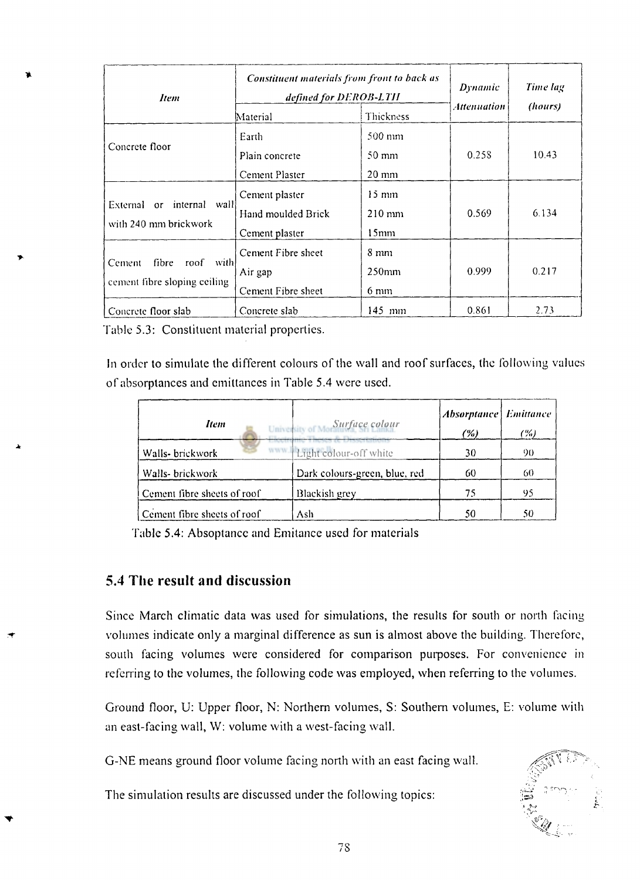| *Item* | *Constituent materials from front to back as defined for DEROB-LTH* | | *Dynamic Attenuation* | *Time lag (hours)* |
|---|---|---|---|---|
| | Material | Thickness | | |
| Concrete floor | Earth<br>Plain concrete<br>Cement Plaster | 500 mm<br>50 mm<br>20 mm | 0.258 | 10.43 |
| External or internal wall with 240 mm brickwork | Cement plaster<br>Hand moulded Brick<br>Cement plaster | 15 mm<br>210 mm<br>15mm | 0.569 | 6.134 |
| Cement fibre roof with cement fibre sloping ceiling | Cement Fibre sheet<br>Air gap<br>Cement Fibre sheet | 8 mm<br>250mm<br>6 mm | 0.999 | 0.217 |
| Concrete floor slab | Concrete slab | 145 mm | 0.861 | 2.73 |

Table 5.3: Constituent material properties.

In order to simulate the different colours of the wall and roof surfaces, the following values of absorptances and emittances in Table 5.4 were used.

| *Item* | *Surface colour* | *Absorptance (%)* | *Emittance (%)* |
|---|---|---|---|
| Walls- brickwork | Light colour-off white | 30 | 90 |
| Walls- brickwork | Dark colours-green, blue, red | 60 | 60 |
| Cement fibre sheets of roof | Blackish grey | 75 | 95 |
| Cement fibre sheets of roof | Ash | 50 | 50 |

Table 5.4: Absoptance and Emitance used for materials

## 5.4 The result and discussion

Since March climatic data was used for simulations, the results for south or north facing volumes indicate only a marginal difference as sun is almost above the building. Therefore, south facing volumes were considered for comparison purposes. For convenience in referring to the volumes, the following code was employed, when referring to the volumes.

Ground floor, U: Upper floor, N: Northern volumes, S: Southern volumes, E: volume with an east-facing wall, W: volume with a west-facing wall.

G-NE means ground floor volume facing north with an east facing wall.

The simulation results are discussed under the following topics: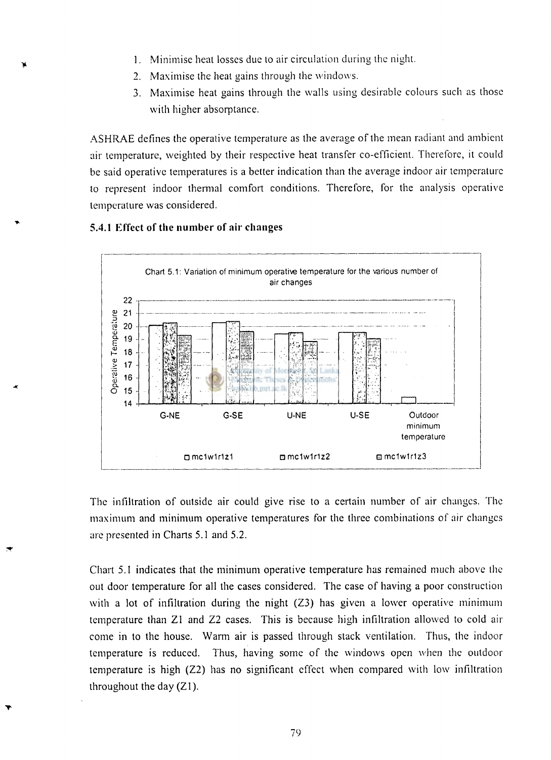1. Minimise heat losses due to air circulation during the night.
2. Maximise the heat gains through the windows.
3. Maximise heat gains through the walls using desirable colours such as those with higher absorptance.

ASHRAE defines the operative temperature as the average of the mean radiant and ambient air temperature, weighted by their respective heat transfer co-efficient. Therefore, it could be said operative temperatures is a better indication than the average indoor air temperature to represent indoor thermal comfort conditions. Therefore, for the analysis operative temperature was considered.

### 5.4.1 Effect of the number of air changes

Chart 5.1: Variation of minimum operative temperature for the various number of air changes

The infiltration of outside air could give rise to a certain number of air changes. The maximum and minimum operative temperatures for the three combinations of air changes are presented in Charts 5.1 and 5.2.

Chart 5.1 indicates that the minimum operative temperature has remained much above the out door temperature for all the cases considered. The case of having a poor construction with a lot of infiltration during the night (Z3) has given a lower operative minimum temperature than Z1 and Z2 cases. This is because high infiltration allowed to cold air come in to the house. Warm air is passed through stack ventilation. Thus, the indoor temperature is reduced. Thus, having some of the windows open when the outdoor temperature is high (Z2) has no significant effect when compared with low infiltration throughout the day (Z1).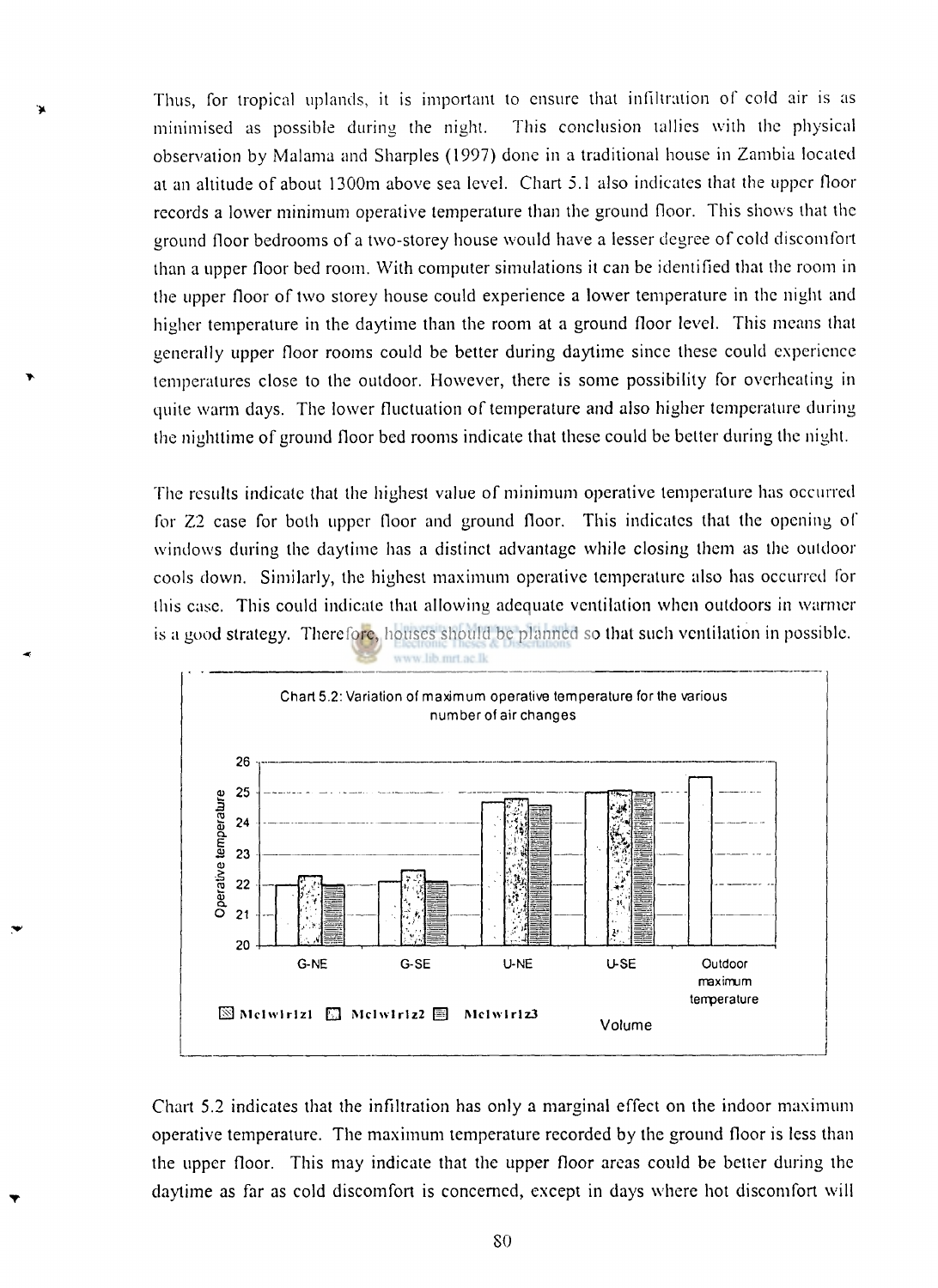Thus, for tropical uplands, it is important to ensure that infiltration of cold air is as minimised as possible during the night. This conclusion tallies with the physical observation by Malama and Sharples (1997) done in a traditional house in Zambia located at an altitude of about 1300m above sea level. Chart 5.1 also indicates that the upper floor records a lower minimum operative temperature than the ground floor. This shows that the ground floor bedrooms of a two-storey house would have a lesser degree of cold discomfort than a upper floor bed room. With computer simulations it can be identified that the room in the upper floor of two storey house could experience a lower temperature in the night and higher temperature in the daytime than the room at a ground floor level. This means that generally upper floor rooms could be better during daytime since these could experience temperatures close to the outdoor. However, there is some possibility for overheating in quite warm days. The lower fluctuation of temperature and also higher temperature during the nighttime of ground floor bed rooms indicate that these could be better during the night.

The results indicate that the highest value of minimum operative temperature has occurred for Z2 case for both upper floor and ground floor. This indicates that the opening of windows during the daytime has a distinct advantage while closing them as the outdoor cools down. Similarly, the highest maximum operative temperature also has occurred for this case. This could indicate that allowing adequate ventilation when outdoors in warmer is a good strategy. Therefore, houses should be planned so that such ventilation in possible.

Chart 5.2: Variation of maximum operative temperature for the various number of air changes

Chart 5.2 indicates that the infiltration has only a marginal effect on the indoor maximum operative temperature. The maximum temperature recorded by the ground floor is less than the upper floor. This may indicate that the upper floor areas could be better during the daytime as far as cold discomfort is concerned, except in days where hot discomfort will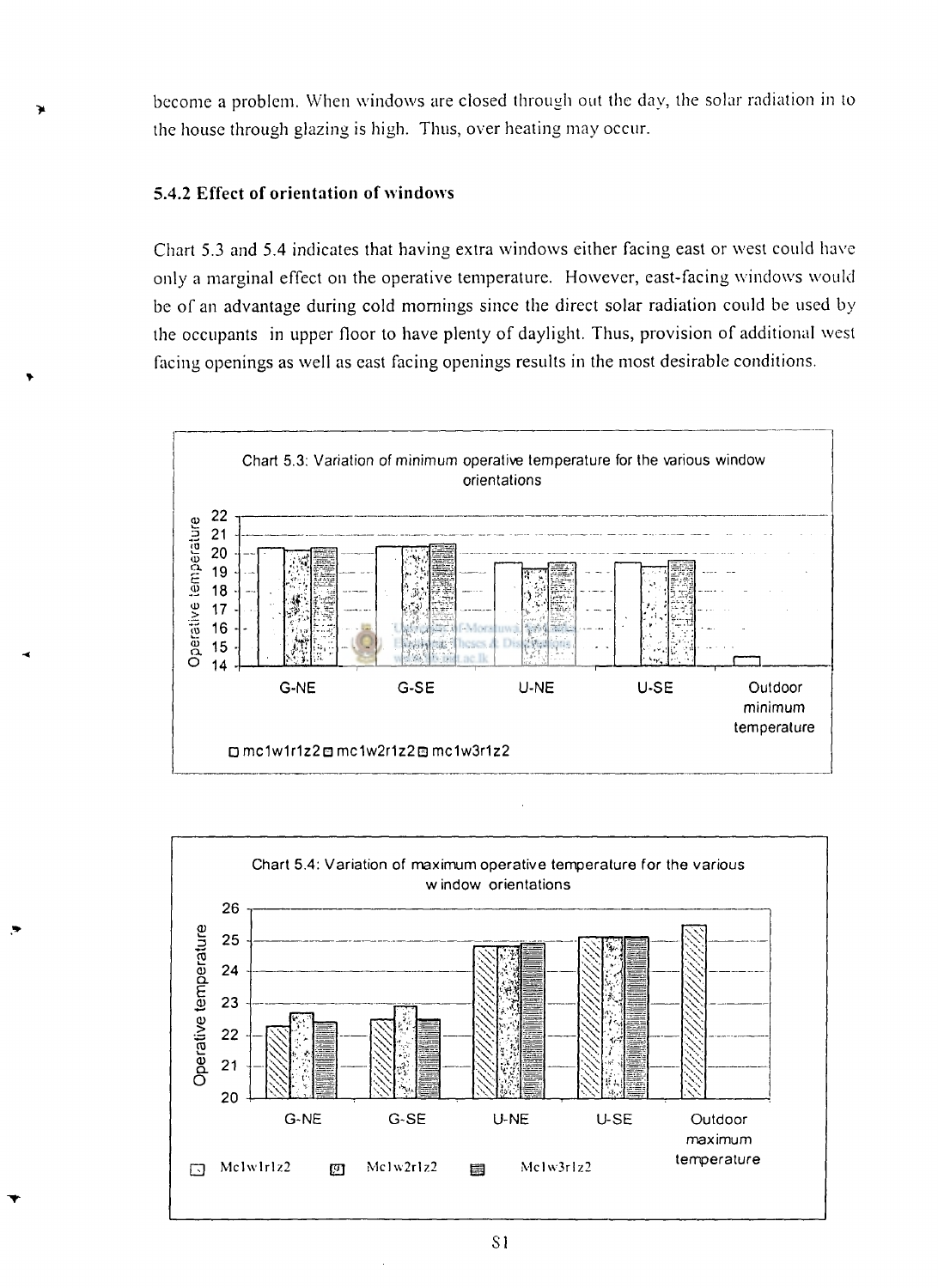become a problem. When windows are closed through out the day, the solar radiation in to the house through glazing is high. Thus, over heating may occur.

### 5.4.2 Effect of orientation of windows

Chart 5.3 and 5.4 indicates that having extra windows either facing east or west could have only a marginal effect on the operative temperature. However, east-facing windows would be of an advantage during cold mornings since the direct solar radiation could be used by the occupants in upper floor to have plenty of daylight. Thus, provision of additional west facing openings as well as east facing openings results in the most desirable conditions.

Chart 5.3: Variation of minimum operative temperature for the various window orientations

Chart 5.4: Variation of maximum operative temperature for the various window orientations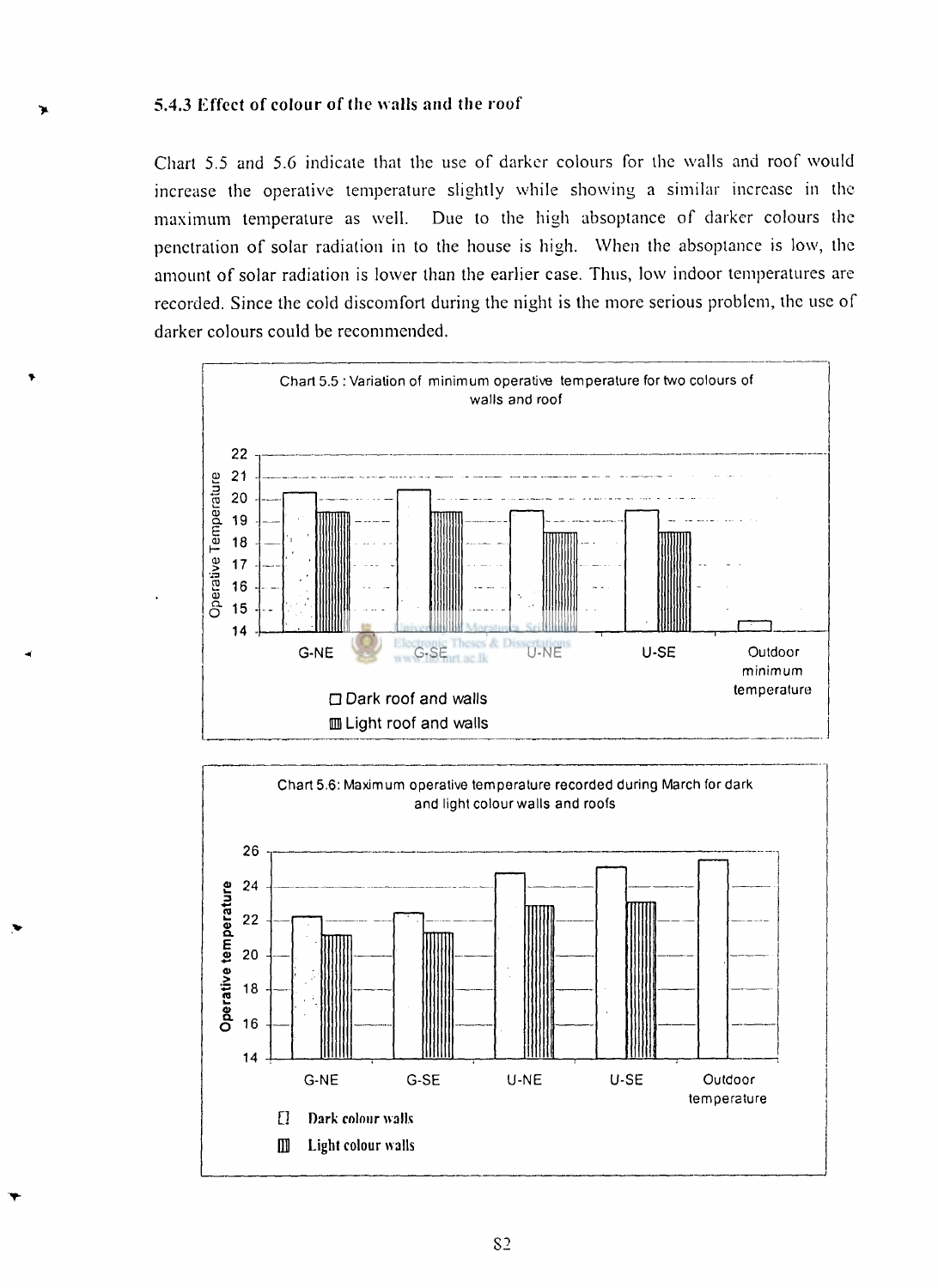### 5.4.3 Effect of colour of the walls and the roof

Chart 5.5 and 5.6 indicate that the use of darker colours for the walls and roof would increase the operative temperature slightly while showing a similar increase in the maximum temperature as well. Due to the high absoptance of darker colours the penetration of solar radiation in to the house is high. When the absoptance is low, the amount of solar radiation is lower than the earlier case. Thus, low indoor temperatures are recorded. Since the cold discomfort during the night is the more serious problem, the use of darker colours could be recommended.

Chart 5.5 : Variation of minimum operative temperature for two colours of walls and roof

Operative Temperature

22
21
20
19
18
17
16
15
14

G-NE G-SE U-NE U-SE Outdoor minimum temperature

□ Dark roof and walls
▥ Light roof and walls

Chart 5.6: Maximum operative temperature recorded during March for dark and light colour walls and roofs

Operative temperature

26
24
22
20
18
16
14

G-NE G-SE U-NE U-SE Outdoor temperature

□ Dark colour walls
▥ Light colour walls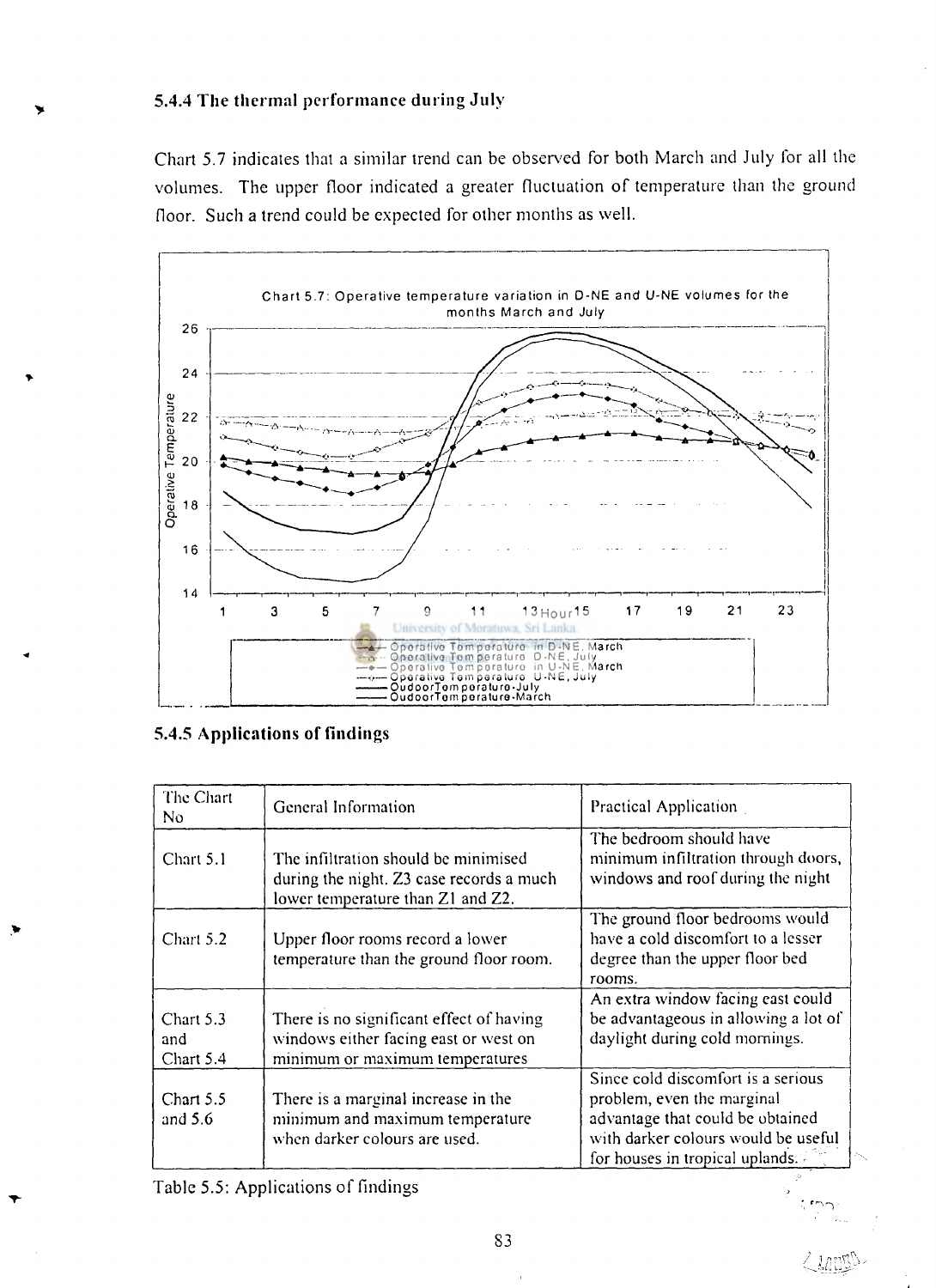### 5.4.4 The thermal performance during July

Chart 5.7 indicates that a similar trend can be observed for both March and July for all the volumes. The upper floor indicated a greater fluctuation of temperature than the ground floor. Such a trend could be expected for other months as well.

Chart 5.7: Operative temperature variation in D-NE and U-NE volumes for the months March and July

### 5.4.5 Applications of findings

| The Chart No | General Information | Practical Application |
|---|---|---|
| Chart 5.1 | The infiltration should be minimised during the night. Z3 case records a much lower temperature than Z1 and Z2. | The bedroom should have minimum infiltration through doors, windows and roof during the night |
| Chart 5.2 | Upper floor rooms record a lower temperature than the ground floor room. | The ground floor bedrooms would have a cold discomfort to a lesser degree than the upper floor bed rooms. |
| Chart 5.3 and Chart 5.4 | There is no significant effect of having windows either facing east or west on minimum or maximum temperatures | An extra window facing east could be advantageous in allowing a lot of daylight during cold mornings. |
| Chart 5.5 and 5.6 | There is a marginal increase in the minimum and maximum temperature when darker colours are used. | Since cold discomfort is a serious problem, even the marginal advantage that could be obtained with darker colours would be useful for houses in tropical uplands. |

Table 5.5: Applications of findings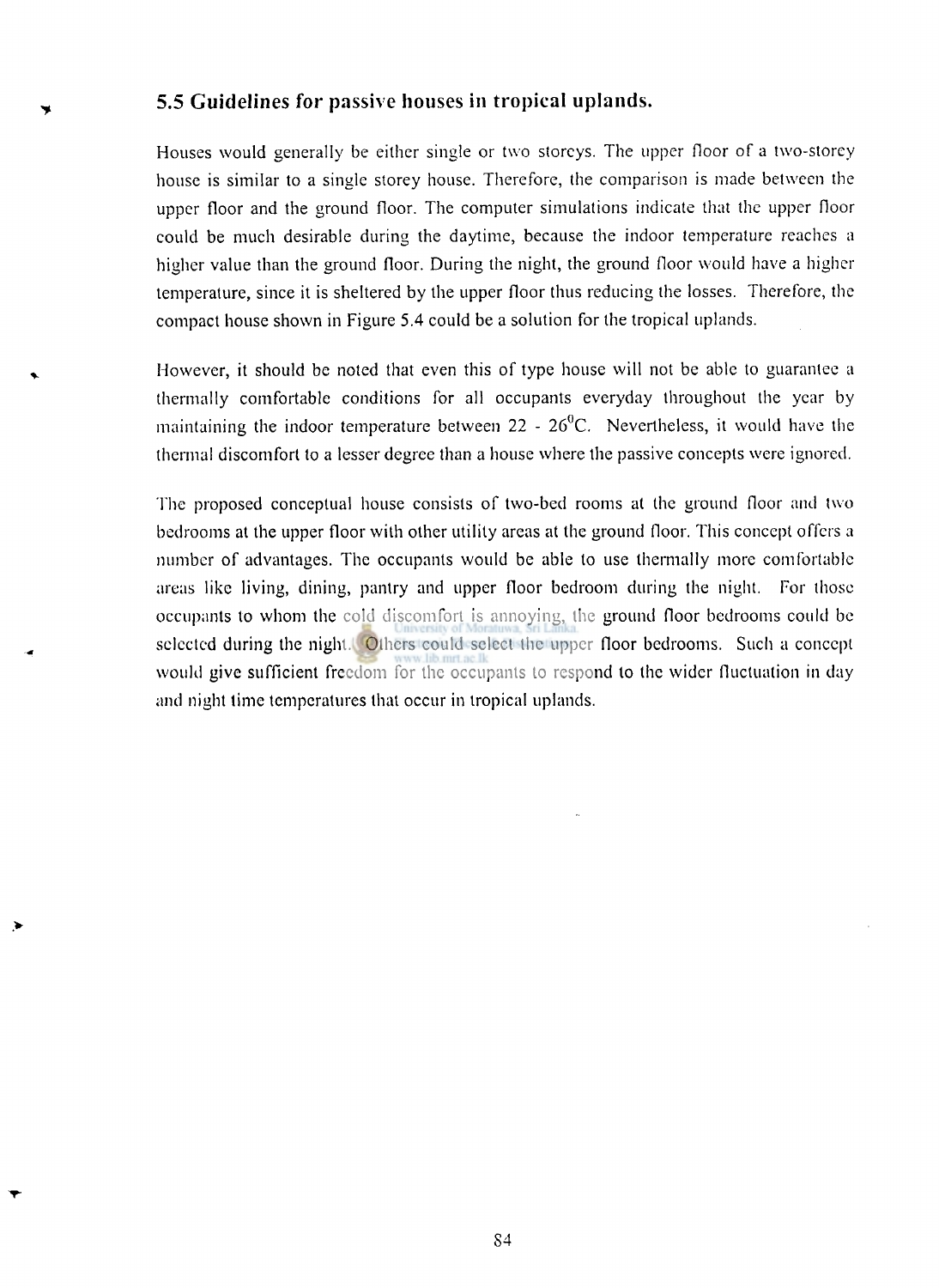## 5.5 Guidelines for passive houses in tropical uplands.

Houses would generally be either single or two storeys. The upper floor of a two-storey house is similar to a single storey house. Therefore, the comparison is made between the upper floor and the ground floor. The computer simulations indicate that the upper floor could be much desirable during the daytime, because the indoor temperature reaches a higher value than the ground floor. During the night, the ground floor would have a higher temperature, since it is sheltered by the upper floor thus reducing the losses. Therefore, the compact house shown in Figure 5.4 could be a solution for the tropical uplands.

However, it should be noted that even this of type house will not be able to guarantee a thermally comfortable conditions for all occupants everyday throughout the year by maintaining the indoor temperature between 22 - 26$^0$C. Nevertheless, it would have the thermal discomfort to a lesser degree than a house where the passive concepts were ignored.

The proposed conceptual house consists of two-bed rooms at the ground floor and two bedrooms at the upper floor with other utility areas at the ground floor. This concept offers a number of advantages. The occupants would be able to use thermally more comfortable areas like living, dining, pantry and upper floor bedroom during the night. For those occupants to whom the cold discomfort is annoying, the ground floor bedrooms could be selected during the night. Others could select the upper floor bedrooms. Such a concept would give sufficient freedom for the occupants to respond to the wider fluctuation in day and night time temperatures that occur in tropical uplands.